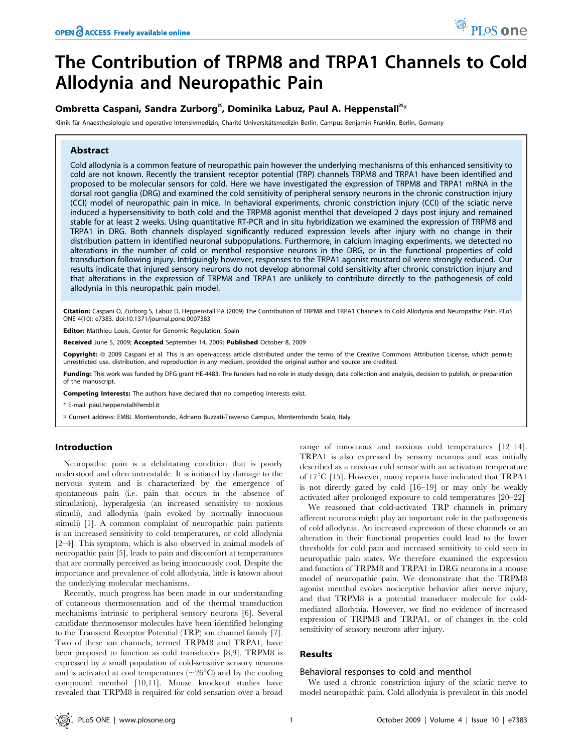# The Contribution of TRPM8 and TRPA1 Channels to Cold Allodynia and Neuropathic Pain

**Ombretta Caspani, Sandra Zurborg[¤], Dominika Labuz, Paul A. Heppenstall[¤]***

Klinik für Anaesthesiologie und operative Intensivmedizin, Charité Universitätsmedizin Berlin, Campus Benjamin Franklin, Berlin, Germany

## Abstract

Cold allodynia is a common feature of neuropathic pain however the underlying mechanisms of this enhanced sensitivity to cold are not known. Recently the transient receptor potential (TRP) channels TRPM8 and TRPA1 have been identified and proposed to be molecular sensors for cold. Here we have investigated the expression of TRPM8 and TRPA1 mRNA in the dorsal root ganglia (DRG) and examined the cold sensitivity of peripheral sensory neurons in the chronic construction injury (CCI) model of neuropathic pain in mice. In behavioral experiments, chronic constriction injury (CCI) of the sciatic nerve induced a hypersensitivity to both cold and the TRPM8 agonist menthol that developed 2 days post injury and remained stable for at least 2 weeks. Using quantitative RT-PCR and in situ hybridization we examined the expression of TRPM8 and TRPA1 in DRG. Both channels displayed significantly reduced expression levels after injury with no change in their distribution pattern in identified neuronal subpopulations. Furthermore, in calcium imaging experiments, we detected no alterations in the number of cold or menthol responsive neurons in the DRG, or in the functional properties of cold transduction following injury. Intriguingly however, responses to the TRPA1 agonist mustard oil were strongly reduced. Our results indicate that injured sensory neurons do not develop abnormal cold sensitivity after chronic constriction injury and that alterations in the expression of TRPM8 and TRPA1 are unlikely to contribute directly to the pathogenesis of cold allodynia in this neuropathic pain model.

**Citation:** Caspani O, Zurborg S, Labuz D, Heppenstall PA (2009) The Contribution of TRPM8 and TRPA1 Channels to Cold Allodynia and Neuropathic Pain. PLoS ONE 4(10): e7383. doi:10.1371/journal.pone.0007383

**Editor:** Matthieu Louis, Center for Genomic Regulation, Spain

**Received** June 5, 2009; **Accepted** September 14, 2009; **Published** October 8, 2009

**Copyright:** © 2009 Caspani et al. This is an open-access article distributed under the terms of the Creative Commons Attribution License, which permits unrestricted use, distribution, and reproduction in any medium, provided the original author and source are credited.

**Funding:** This work was funded by DFG grant HE-4483. The funders had no role in study design, data collection and analysis, decision to publish, or preparation of the manuscript.

**Competing Interests:** The authors have declared that no competing interests exist.

\* E-mail: paul.heppenstall@embl.it

¤ Current address: EMBL Monterotondo, Adriano Buzzati-Traverso Campus, Monterotondo Scalo, Italy

## Introduction

Neuropathic pain is a debilitating condition that is poorly understood and often untreatable. It is initiated by damage to the nervous system and is characterized by the emergence of spontaneous pain (i.e. pain that occurs in the absence of stimulation), hyperalgesia (an increased sensitivity to noxious stimuli), and allodynia (pain evoked by normally innocuous stimuli) [1]. A common complaint of neuropathic pain patients is an increased sensitivity to cold temperatures, or cold allodynia [2–4]. This symptom, which is also observed in animal models of neuropathic pain [5], leads to pain and discomfort at temperatures that are normally perceived as being innocuously cool. Despite the importance and prevalence of cold allodynia, little is known about the underlying molecular mechanisms.

Recently, much progress has been made in our understanding of cutaneous thermosensation and of the thermal transduction mechanisms intrinsic to peripheral sensory neurons [6]. Several candidate thermosensor molecules have been identified belonging to the Transient Receptor Potential (TRP) ion channel family [7]. Two of these ion channels, termed TRPM8 and TRPA1, have been proposed to function as cold transducers [8,9]. TRPM8 is expressed by a small population of cold-sensitive sensory neurons and is activated at cool temperatures (~26°C) and by the cooling compound menthol [10,11]. Mouse knockout studies have revealed that TRPM8 is required for cold sensation over a broad range of innocuous and noxious cold temperatures [12–14]. TRPA1 is also expressed by sensory neurons and was initially described as a noxious cold sensor with an activation temperature of 17°C [15]. However, many reports have indicated that TRPA1 is not directly gated by cold [16–19] or may only be weakly activated after prolonged exposure to cold temperatures [20–22]

We reasoned that cold-activated TRP channels in primary afferent neurons might play an important role in the pathogenesis of cold allodynia. An increased expression of these channels or an alteration in their functional properties could lead to the lower thresholds for cold pain and increased sensitivity to cold seen in neuropathic pain states. We therefore examined the expression and function of TRPM8 and TRPA1 in DRG neurons in a mouse model of neuropathic pain. We demonstrate that the TRPM8 agonist menthol evokes nociceptive behavior after nerve injury, and that TRPM8 is a potential transducer molecule for cold-mediated allodynia. However, we find no evidence of increased expression of TRPM8 and TRPA1, or of changes in the cold sensitivity of sensory neurons after injury.

## Results

### Behavioral responses to cold and menthol

We used a chronic constriction injury of the sciatic nerve to model neuropathic pain. Cold allodynia is prevalent in this model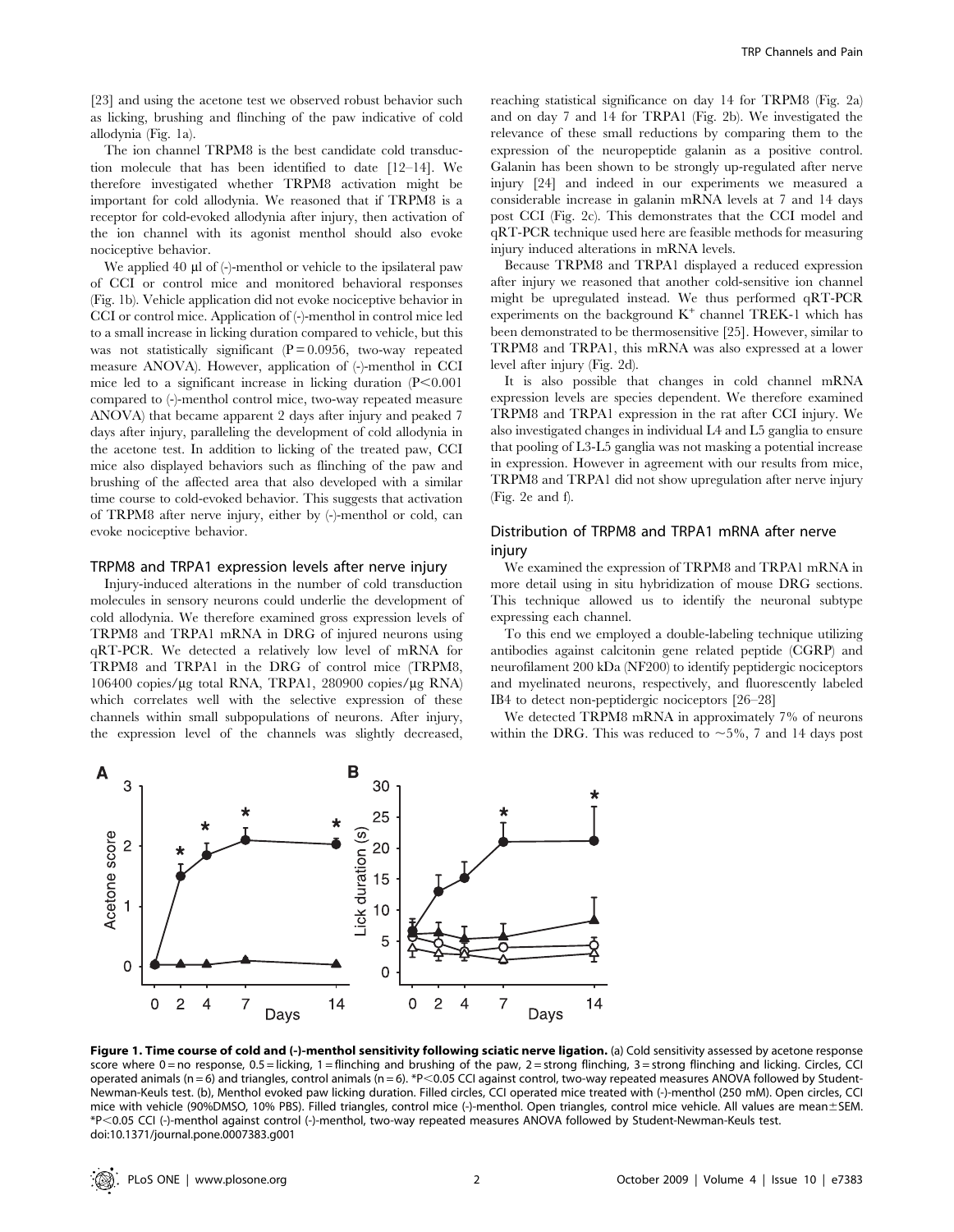[23] and using the acetone test we observed robust behavior such as licking, brushing and flinching of the paw indicative of cold allodynia (Fig. 1a).

The ion channel TRPM8 is the best candidate cold transduction molecule that has been identified to date [12–14]. We therefore investigated whether TRPM8 activation might be important for cold allodynia. We reasoned that if TRPM8 is a receptor for cold-evoked allodynia after injury, then activation of the ion channel with its agonist menthol should also evoke nociceptive behavior.

We applied 40 µl of (-)-menthol or vehicle to the ipsilateral paw of CCI or control mice and monitored behavioral responses (Fig. 1b). Vehicle application did not evoke nociceptive behavior in CCI or control mice. Application of (-)-menthol in control mice led to a small increase in licking duration compared to vehicle, but this was not statistically significant ($P = 0.0956$, two-way repeated measure ANOVA). However, application of (-)-menthol in CCI mice led to a significant increase in licking duration ($P < 0.001$ compared to (-)-menthol control mice, two-way repeated measure ANOVA) that became apparent 2 days after injury and peaked 7 days after injury, paralleling the development of cold allodynia in the acetone test. In addition to licking of the treated paw, CCI mice also displayed behaviors such as flinching of the paw and brushing of the affected area that also developed with a similar time course to cold-evoked behavior. This suggests that activation of TRPM8 after nerve injury, either by (-)-menthol or cold, can evoke nociceptive behavior.

### TRPM8 and TRPA1 expression levels after nerve injury

Injury-induced alterations in the number of cold transduction molecules in sensory neurons could underlie the development of cold allodynia. We therefore examined gross expression levels of TRPM8 and TRPA1 mRNA in DRG of injured neurons using qRT-PCR. We detected a relatively low level of mRNA for TRPM8 and TRPA1 in the DRG of control mice (TRPM8, 106400 copies/µg total RNA, TRPA1, 280900 copies/µg RNA) which correlates well with the selective expression of these channels within small subpopulations of neurons. After injury, the expression level of the channels was slightly decreased, reaching statistical significance on day 14 for TRPM8 (Fig. 2a) and on day 7 and 14 for TRPA1 (Fig. 2b). We investigated the relevance of these small reductions by comparing them to the expression of the neuropeptide galanin as a positive control. Galanin has been shown to be strongly up-regulated after nerve injury [24] and indeed in our experiments we measured a considerable increase in galanin mRNA levels at 7 and 14 days post CCI (Fig. 2c). This demonstrates that the CCI model and qRT-PCR technique used here are feasible methods for measuring injury induced alterations in mRNA levels.

Because TRPM8 and TRPA1 displayed a reduced expression after injury we reasoned that another cold-sensitive ion channel might be upregulated instead. We thus performed qRT-PCR experiments on the background $K^+$ channel TREK-1 which has been demonstrated to be thermosensitive [25]. However, similar to TRPM8 and TRPA1, this mRNA was also expressed at a lower level after injury (Fig. 2d).

It is also possible that changes in cold channel mRNA expression levels are species dependent. We therefore examined TRPM8 and TRPA1 expression in the rat after CCI injury. We also investigated changes in individual L4 and L5 ganglia to ensure that pooling of L3-L5 ganglia was not masking a potential increase in expression. However in agreement with our results from mice, TRPM8 and TRPA1 did not show upregulation after nerve injury (Fig. 2e and f).

### Distribution of TRPM8 and TRPA1 mRNA after nerve injury

We examined the expression of TRPM8 and TRPA1 mRNA in more detail using in situ hybridization of mouse DRG sections. This technique allowed us to identify the neuronal subtype expressing each channel.

To this end we employed a double-labeling technique utilizing antibodies against calcitonin gene related peptide (CGRP) and neurofilament 200 kDa (NF200) to identify peptidergic nociceptors and myelinated neurons, respectively, and fluorescently labeled IB4 to detect non-peptidergic nociceptors [26–28]

We detected TRPM8 mRNA in approximately 7% of neurons within the DRG. This was reduced to ~5%, 7 and 14 days post

**Figure 1. Time course of cold and (-)-menthol sensitivity following sciatic nerve ligation.** (a) Cold sensitivity assessed by acetone response score where 0 = no response, 0.5 = licking, 1 = flinching and brushing of the paw, 2 = strong flinching, 3 = strong flinching and licking. Circles, CCI operated animals (n = 6) and triangles, control animals (n = 6). *P<0.05 CCI against control, two-way repeated measures ANOVA followed by Student-Newman-Keuls test. (b), Menthol evoked paw licking duration. Filled circles, CCI operated mice treated with (-)-menthol (250 mM). Open circles, CCI mice with vehicle (90%DMSO, 10% PBS). Filled triangles, control mice (-)-menthol. Open triangles, control mice vehicle. All values are mean±SEM. *P<0.05 CCI (-)-menthol against control (-)-menthol, two-way repeated measures ANOVA followed by Student-Newman-Keuls test.
doi:10.1371/journal.pone.0007383.g001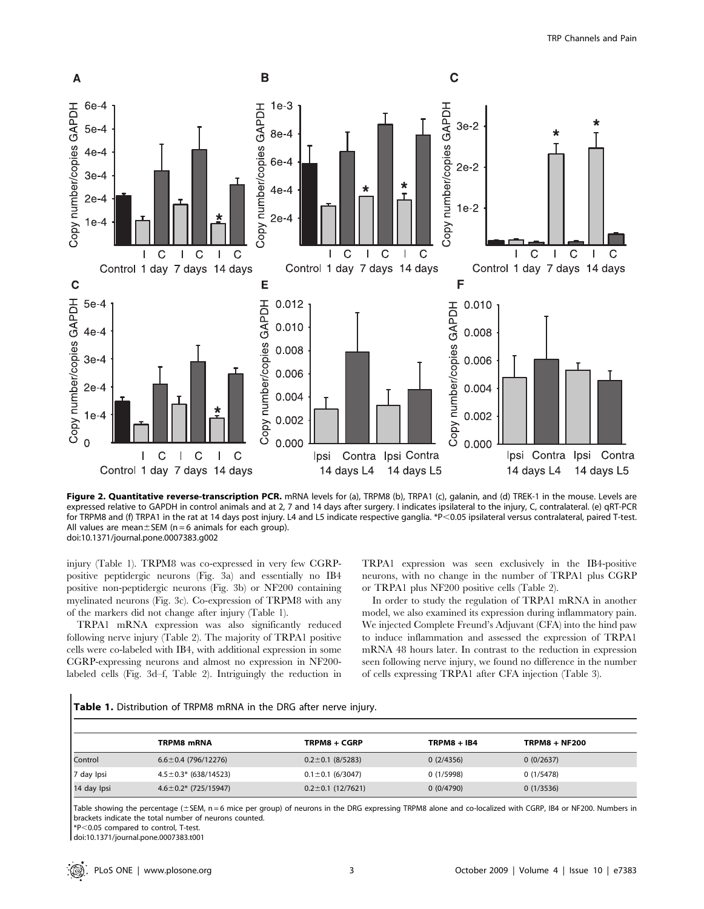**Figure 2. Quantitative reverse-transcription PCR.** mRNA levels for (a), TRPM8 (b), TRPA1 (c), galanin, and (d) TREK-1 in the mouse. Levels are expressed relative to GAPDH in control animals and at 2, 7 and 14 days after surgery. I indicates ipsilateral to the injury, C, contralateral. (e) qRT-PCR for TRPM8 and (f) TRPA1 in the rat at 14 days post injury. L4 and L5 indicate respective ganglia. *P<0.05 ipsilateral versus contralateral, paired T-test. All values are mean±SEM (n = 6 animals for each group).
doi:10.1371/journal.pone.0007383.g002

injury (Table 1). TRPM8 was co-expressed in very few CGRP-positive peptidergic neurons (Fig. 3a) and essentially no IB4 positive non-peptidergic neurons (Fig. 3b) or NF200 containing myelinated neurons (Fig. 3c). Co-expression of TRPM8 with any of the markers did not change after injury (Table 1).

TRPA1 mRNA expression was also significantly reduced following nerve injury (Table 2). The majority of TRPA1 positive cells were co-labeled with IB4, with additional expression in some CGRP-expressing neurons and almost no expression in NF200-labeled cells (Fig. 3d–f, Table 2). Intriguingly the reduction in TRPA1 expression was seen exclusively in the IB4-positive neurons, with no change in the number of TRPA1 plus CGRP or TRPA1 plus NF200 positive cells (Table 2).

In order to study the regulation of TRPA1 mRNA in another model, we also examined its expression during inflammatory pain. We injected Complete Freund's Adjuvant (CFA) into the hind paw to induce inflammation and assessed the expression of TRPA1 mRNA 48 hours later. In contrast to the reduction in expression seen following nerve injury, we found no difference in the number of cells expressing TRPA1 after CFA injection (Table 3).

**Table 1.** Distribution of TRPM8 mRNA in the DRG after nerve injury.

| | TRPM8 mRNA | TRPM8 + CGRP | TRPM8 + IB4 | TRPM8 + NF200 |
|---|---|---|---|---|
| Control | 6.6±0.4 (796/12276) | 0.2±0.1 (8/5283) | 0 (2/4356) | 0 (0/2637) |
| 7 day Ipsi | 4.5±0.3* (638/14523) | 0.1±0.1 (6/3047) | 0 (1/5998) | 0 (1/5478) |
| 14 day Ipsi | 4.6±0.2* (725/15947) | 0.2±0.1 (12/7621) | 0 (0/4790) | 0 (1/3536) |

Table showing the percentage (±SEM, n = 6 mice per group) of neurons in the DRG expressing TRPM8 alone and co-localized with CGRP, IB4 or NF200. Numbers in brackets indicate the total number of neurons counted.
*P<0.05 compared to control, T-test.
doi:10.1371/journal.pone.0007383.t001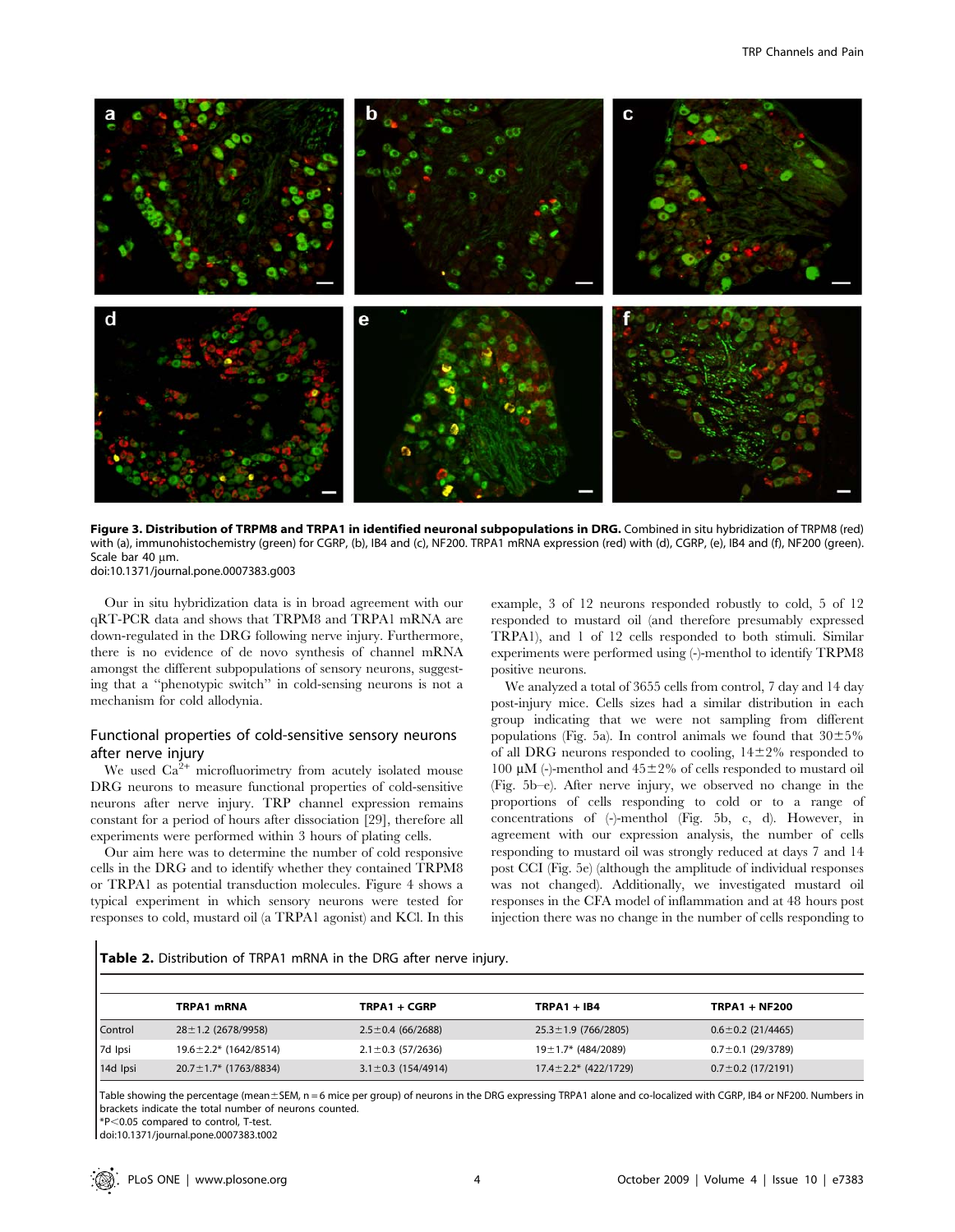**Figure 3. Distribution of TRPM8 and TRPA1 in identified neuronal subpopulations in DRG.** Combined in situ hybridization of TRPM8 (red) with (a), immunohistochemistry (green) for CGRP, (b), IB4 and (c), NF200. TRPA1 mRNA expression (red) with (d), CGRP, (e), IB4 and (f), NF200 (green). Scale bar 40 µm.
doi:10.1371/journal.pone.0007383.g003

Our in situ hybridization data is in broad agreement with our qRT-PCR data and shows that TRPM8 and TRPA1 mRNA are down-regulated in the DRG following nerve injury. Furthermore, there is no evidence of de novo synthesis of channel mRNA amongst the different subpopulations of sensory neurons, suggesting that a "phenotypic switch" in cold-sensing neurons is not a mechanism for cold allodynia.

## Functional properties of cold-sensitive sensory neurons after nerve injury

We used $Ca^{2+}$ microfluorimetry from acutely isolated mouse DRG neurons to measure functional properties of cold-sensitive neurons after nerve injury. TRP channel expression remains constant for a period of hours after dissociation [29], therefore all experiments were performed within 3 hours of plating cells.

Our aim here was to determine the number of cold responsive cells in the DRG and to identify whether they contained TRPM8 or TRPA1 as potential transduction molecules. Figure 4 shows a typical experiment in which sensory neurons were tested for responses to cold, mustard oil (a TRPA1 agonist) and KCl. In this example, 3 of 12 neurons responded robustly to cold, 5 of 12 responded to mustard oil (and therefore presumably expressed TRPA1), and 1 of 12 cells responded to both stimuli. Similar experiments were performed using (-)-menthol to identify TRPM8 positive neurons.

We analyzed a total of 3655 cells from control, 7 day and 14 day post-injury mice. Cells sizes had a similar distribution in each group indicating that we were not sampling from different populations (Fig. 5a). In control animals we found that 30±5% of all DRG neurons responded to cooling, 14±2% responded to 100 µM (-)-menthol and 45±2% of cells responded to mustard oil (Fig. 5b–e). After nerve injury, we observed no change in the proportions of cells responding to cold or to a range of concentrations of (-)-menthol (Fig. 5b, c, d). However, in agreement with our expression analysis, the number of cells responding to mustard oil was strongly reduced at days 7 and 14 post CCI (Fig. 5e) (although the amplitude of individual responses was not changed). Additionally, we investigated mustard oil responses in the CFA model of inflammation and at 48 hours post injection there was no change in the number of cells responding to

**Table 2.** Distribution of TRPA1 mRNA in the DRG after nerve injury.

| | TRPA1 mRNA | TRPA1 + CGRP | TRPA1 + IB4 | TRPA1 + NF200 |
|---|---|---|---|---|
| Control | 28±1.2 (2678/9958) | 2.5±0.4 (66/2688) | 25.3±1.9 (766/2805) | 0.6±0.2 (21/4465) |
| 7d Ipsi | 19.6±2.2* (1642/8514) | 2.1±0.3 (57/2636) | 19±1.7* (484/2089) | 0.7±0.1 (29/3789) |
| 14d Ipsi | 20.7±1.7* (1763/8834) | 3.1±0.3 (154/4914) | 17.4±2.2* (422/1729) | 0.7±0.2 (17/2191) |

Table showing the percentage (mean±SEM, n = 6 mice per group) of neurons in the DRG expressing TRPA1 alone and co-localized with CGRP, IB4 or NF200. Numbers in brackets indicate the total number of neurons counted.
*P<0.05 compared to control, T-test.
doi:10.1371/journal.pone.0007383.t002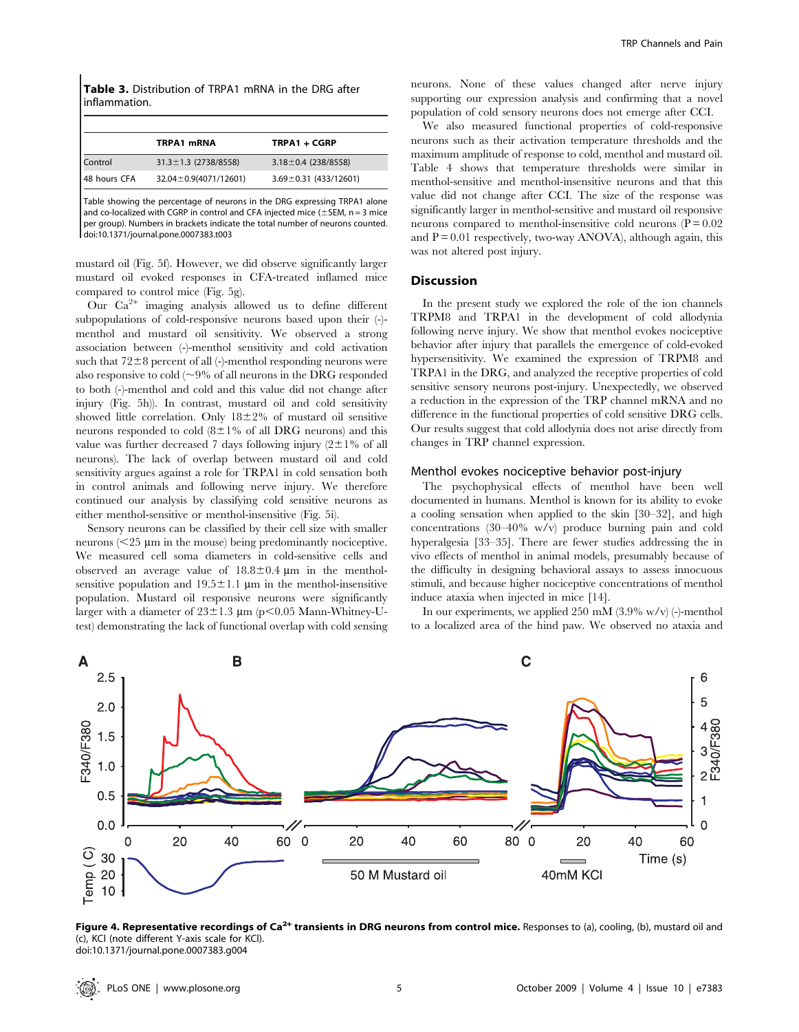**Table 3.** Distribution of TRPA1 mRNA in the DRG after inflammation.

| | TRPA1 mRNA | TRPA1 + CGRP |
|---|---|---|
| Control | 31.3±1.3 (2738/8558) | 3.18±0.4 (238/8558) |
| 48 hours CFA | 32.04±0.9(4071/12601) | 3.69±0.31 (433/12601) |

Table showing the percentage of neurons in the DRG expressing TRPA1 alone and co-localized with CGRP in control and CFA injected mice (±SEM, n = 3 mice per group). Numbers in brackets indicate the total number of neurons counted.
doi:10.1371/journal.pone.0007383.t003

mustard oil (Fig. 5f). However, we did observe significantly larger mustard oil evoked responses in CFA-treated inflamed mice compared to control mice (Fig. 5g).

Our $Ca^{2+}$ imaging analysis allowed us to define different subpopulations of cold-responsive neurons based upon their (-)-menthol and mustard oil sensitivity. We observed a strong association between (-)-menthol sensitivity and cold activation such that 72±8 percent of all (-)-menthol responding neurons were also responsive to cold (~9% of all neurons in the DRG responded to both (-)-menthol and cold and this value did not change after injury (Fig. 5h)). In contrast, mustard oil and cold sensitivity showed little correlation. Only 18±2% of mustard oil sensitive neurons responded to cold (8±1% of all DRG neurons) and this value was further decreased 7 days following injury (2±1% of all neurons). The lack of overlap between mustard oil and cold sensitivity argues against a role for TRPA1 in cold sensation both in control animals and following nerve injury. We therefore continued our analysis by classifying cold sensitive neurons as either menthol-sensitive or menthol-insensitive (Fig. 5i).

Sensory neurons can be classified by their cell size with smaller neurons (<25 µm in the mouse) being predominantly nociceptive. We measured cell soma diameters in cold-sensitive cells and observed an average value of 18.8±0.4 µm in the menthol-sensitive population and 19.5±1.1 µm in the menthol-insensitive population. Mustard oil responsive neurons were significantly larger with a diameter of 23±1.3 µm ($p<0.05$ Mann-Whitney-U-test) demonstrating the lack of functional overlap with cold sensing neurons. None of these values changed after nerve injury supporting our expression analysis and confirming that a novel population of cold sensory neurons does not emerge after CCI.

We also measured functional properties of cold-responsive neurons such as their activation temperature thresholds and the maximum amplitude of response to cold, menthol and mustard oil. Table 4 shows that temperature thresholds were similar in menthol-sensitive and menthol-insensitive neurons and that this value did not change after CCI. The size of the response was significantly larger in menthol-sensitive and mustard oil responsive neurons compared to menthol-insensitive cold neurons ($P = 0.02$ and $P = 0.01$ respectively, two-way ANOVA), although again, this was not altered post injury.

## Discussion

In the present study we explored the role of the ion channels TRPM8 and TRPA1 in the development of cold allodynia following nerve injury. We show that menthol evokes nociceptive behavior after injury that parallels the emergence of cold-evoked hypersensitivity. We examined the expression of TRPM8 and TRPA1 in the DRG, and analyzed the receptive properties of cold sensitive sensory neurons post-injury. Unexpectedly, we observed a reduction in the expression of the TRP channel mRNA and no difference in the functional properties of cold sensitive DRG cells. Our results suggest that cold allodynia does not arise directly from changes in TRP channel expression.

### Menthol evokes nociceptive behavior post-injury

The psychophysical effects of menthol have been well documented in humans. Menthol is known for its ability to evoke a cooling sensation when applied to the skin [30–32], and high concentrations (30–40% w/v) produce burning pain and cold hyperalgesia [33–35]. There are fewer studies addressing the in vivo effects of menthol in animal models, presumably because of the difficulty in designing behavioral assays to assess innocuous stimuli, and because higher nociceptive concentrations of menthol induce ataxia when injected in mice [14].

In our experiments, we applied 250 mM (3.9% w/v) (-)-menthol to a localized area of the hind paw. We observed no ataxia and

**Figure 4. Representative recordings of $Ca^{2+}$ transients in DRG neurons from control mice.** Responses to (a), cooling, (b), mustard oil and (c), KCl (note different Y-axis scale for KCl).
doi:10.1371/journal.pone.0007383.g004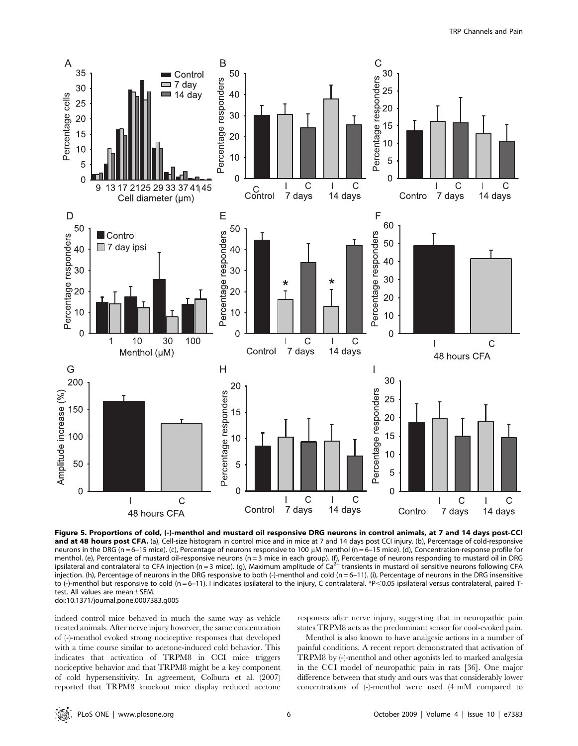**Figure 5. Proportions of cold, (-)-menthol and mustard oil responsive DRG neurons in control animals, at 7 and 14 days post-CCI and at 48 hours post CFA.** (a), Cell-size histogram in control mice and in mice at 7 and 14 days post CCI injury. (b), Percentage of cold-responsive neurons in the DRG (n = 6–15 mice). (c), Percentage of neurons responsive to 100 μM menthol (n = 6–15 mice). (d), Concentration-response profile for menthol. (e), Percentage of mustard oil-responsive neurons (n = 3 mice in each group). (f), Percentage of neurons responding to mustard oil in DRG ipsilateral and contralateral to CFA injection (n = 3 mice). (g), Maximum amplitude of $Ca^{2+}$ transients in mustard oil sensitive neurons following CFA injection. (h), Percentage of neurons in the DRG responsive to both (-)-menthol and cold (n = 6–11). (i), Percentage of neurons in the DRG insensitive to (-)-menthol but responsive to cold (n = 6–11). I indicates ipsilateral to the injury, C contralateral. *$P<0.05$ ipsilateral versus contralateral, paired T-test. All values are mean±SEM.
doi:10.1371/journal.pone.0007383.g005

indeed control mice behaved in much the same way as vehicle treated animals. After nerve injury however, the same concentration of (-)-menthol evoked strong nociceptive responses that developed with a time course similar to acetone-induced cold behavior. This indicates that activation of TRPM8 in CCI mice triggers nociceptive behavior and that TRPM8 might be a key component of cold hypersensitivity. In agreement, Colburn et al. (2007) reported that TRPM8 knockout mice display reduced acetone responses after nerve injury, suggesting that in neuropathic pain states TRPM8 acts as the predominant sensor for cool-evoked pain.

Menthol is also known to have analgesic actions in a number of painful conditions. A recent report demonstrated that activation of TRPM8 by (-)-menthol and other agonists led to marked analgesia in the CCI model of neuropathic pain in rats [36]. One major difference between that study and ours was that considerably lower concentrations of (-)-menthol were used (4 mM compared to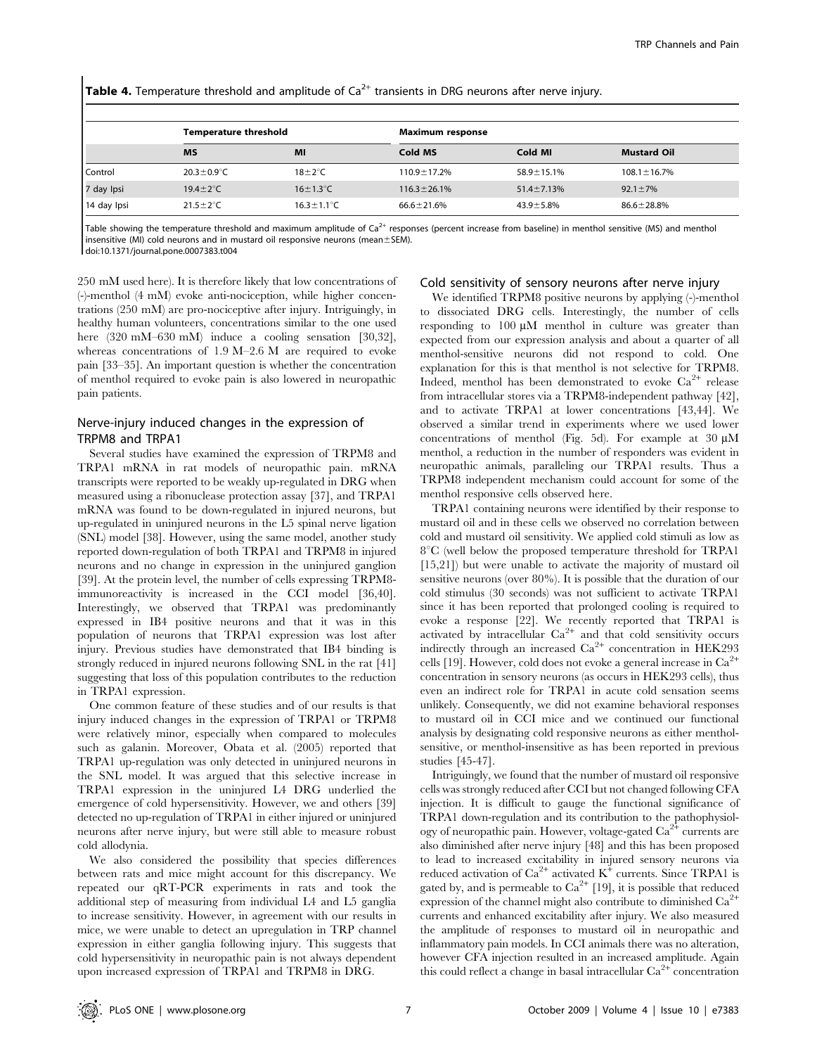**Table 4.** Temperature threshold and amplitude of $Ca^{2+}$ transients in DRG neurons after nerve injury.

| | Temperature threshold | | Maximum response | | |
|---|---|---|---|---|---|
| | MS | MI | Cold MS | Cold MI | Mustard Oil |
| Control | 20.3±0.9°C | 18±2°C | 110.9±17.2% | 58.9±15.1% | 108.1±16.7% |
| 7 day Ipsi | 19.4±2°C | 16±1.3°C | 116.3±26.1% | 51.4±7.13% | 92.1±7% |
| 14 day Ipsi | 21.5±2°C | 16.3±1.1°C | 66.6±21.6% | 43.9±5.8% | 86.6±28.8% |

Table showing the temperature threshold and maximum amplitude of $Ca^{2+}$ responses (percent increase from baseline) in menthol sensitive (MS) and menthol insensitive (MI) cold neurons and in mustard oil responsive neurons (mean±SEM).
doi:10.1371/journal.pone.0007383.t004

250 mM used here). It is therefore likely that low concentrations of (-)-menthol (4 mM) evoke anti-nociception, while higher concentrations (250 mM) are pro-nociceptive after injury. Intriguingly, in healthy human volunteers, concentrations similar to the one used here (320 mM–630 mM) induce a cooling sensation [30,32], whereas concentrations of 1.9 M–2.6 M are required to evoke pain [33–35]. An important question is whether the concentration of menthol required to evoke pain is also lowered in neuropathic pain patients.

## Nerve-injury induced changes in the expression of TRPM8 and TRPA1

Several studies have examined the expression of TRPM8 and TRPA1 mRNA in rat models of neuropathic pain. mRNA transcripts were reported to be weakly up-regulated in DRG when measured using a ribonuclease protection assay [37], and TRPA1 mRNA was found to be down-regulated in injured neurons, but up-regulated in uninjured neurons in the L5 spinal nerve ligation (SNL) model [38]. However, using the same model, another study reported down-regulation of both TRPA1 and TRPM8 in injured neurons and no change in expression in the uninjured ganglion [39]. At the protein level, the number of cells expressing TRPM8-immunoreactivity is increased in the CCI model [36,40]. Interestingly, we observed that TRPA1 was predominantly expressed in IB4 positive neurons and that it was in this population of neurons that TRPA1 expression was lost after injury. Previous studies have demonstrated that IB4 binding is strongly reduced in injured neurons following SNL in the rat [41] suggesting that loss of this population contributes to the reduction in TRPA1 expression.

One common feature of these studies and of our results is that injury induced changes in the expression of TRPA1 or TRPM8 were relatively minor, especially when compared to molecules such as galanin. Moreover, Obata et al. (2005) reported that TRPA1 up-regulation was only detected in uninjured neurons in the SNL model. It was argued that this selective increase in TRPA1 expression in the uninjured L4 DRG underlied the emergence of cold hypersensitivity. However, we and others [39] detected no up-regulation of TRPA1 in either injured or uninjured neurons after nerve injury, but were still able to measure robust cold allodynia.

We also considered the possibility that species differences between rats and mice might account for this discrepancy. We repeated our qRT-PCR experiments in rats and took the additional step of measuring from individual L4 and L5 ganglia to increase sensitivity. However, in agreement with our results in mice, we were unable to detect an upregulation in TRP channel expression in either ganglia following injury. This suggests that cold hypersensitivity in neuropathic pain is not always dependent upon increased expression of TRPA1 and TRPM8 in DRG.

## Cold sensitivity of sensory neurons after nerve injury

We identified TRPM8 positive neurons by applying (-)-menthol to dissociated DRG cells. Interestingly, the number of cells responding to 100 µM menthol in culture was greater than expected from our expression analysis and about a quarter of all menthol-sensitive neurons did not respond to cold. One explanation for this is that menthol is not selective for TRPM8. Indeed, menthol has been demonstrated to evoke $Ca^{2+}$ release from intracellular stores via a TRPM8-independent pathway [42], and to activate TRPA1 at lower concentrations [43,44]. We observed a similar trend in experiments where we used lower concentrations of menthol (Fig. 5d). For example at 30 µM menthol, a reduction in the number of responders was evident in neuropathic animals, paralleling our TRPA1 results. Thus a TRPM8 independent mechanism could account for some of the menthol responsive cells observed here.

TRPA1 containing neurons were identified by their response to mustard oil and in these cells we observed no correlation between cold and mustard oil sensitivity. We applied cold stimuli as low as 8°C (well below the proposed temperature threshold for TRPA1 [15,21]) but were unable to activate the majority of mustard oil sensitive neurons (over 80%). It is possible that the duration of our cold stimulus (30 seconds) was not sufficient to activate TRPA1 since it has been reported that prolonged cooling is required to evoke a response [22]. We recently reported that TRPA1 is activated by intracellular $Ca^{2+}$ and that cold sensitivity occurs indirectly through an increased $Ca^{2+}$ concentration in HEK293 cells [19]. However, cold does not evoke a general increase in $Ca^{2+}$ concentration in sensory neurons (as occurs in HEK293 cells), thus even an indirect role for TRPA1 in acute cold sensation seems unlikely. Consequently, we did not examine behavioral responses to mustard oil in CCI mice and we continued our functional analysis by designating cold responsive neurons as either menthol-sensitive, or menthol-insensitive as has been reported in previous studies [45-47].

Intriguingly, we found that the number of mustard oil responsive cells was strongly reduced after CCI but not changed following CFA injection. It is difficult to gauge the functional significance of TRPA1 down-regulation and its contribution to the pathophysiology of neuropathic pain. However, voltage-gated $Ca^{2+}$ currents are also diminished after nerve injury [48] and this has been proposed to lead to increased excitability in injured sensory neurons via reduced activation of $Ca^{2+}$ activated $K^{+}$ currents. Since TRPA1 is gated by, and is permeable to $Ca^{2+}$ [19], it is possible that reduced expression of the channel might also contribute to diminished $Ca^{2+}$ currents and enhanced excitability after injury. We also measured the amplitude of responses to mustard oil in neuropathic and inflammatory pain models. In CCI animals there was no alteration, however CFA injection resulted in an increased amplitude. Again this could reflect a change in basal intracellular $Ca^{2+}$ concentration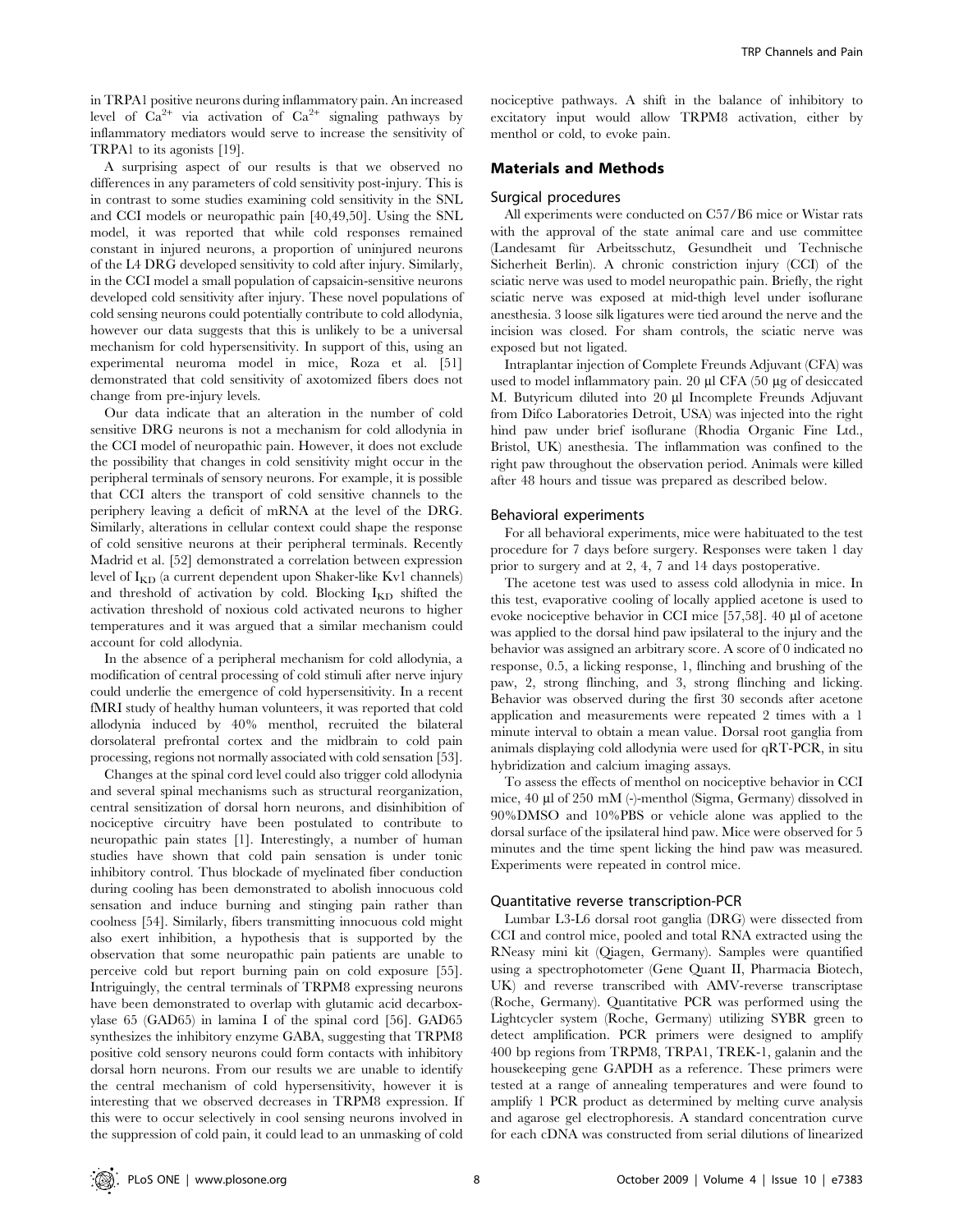in TRPA1 positive neurons during inflammatory pain. An increased level of $Ca^{2+}$ via activation of $Ca^{2+}$ signaling pathways by inflammatory mediators would serve to increase the sensitivity of TRPA1 to its agonists [19].

A surprising aspect of our results is that we observed no differences in any parameters of cold sensitivity post-injury. This is in contrast to some studies examining cold sensitivity in the SNL and CCI models or neuropathic pain [40,49,50]. Using the SNL model, it was reported that while cold responses remained constant in injured neurons, a proportion of uninjured neurons of the L4 DRG developed sensitivity to cold after injury. Similarly, in the CCI model a small population of capsaicin-sensitive neurons developed cold sensitivity after injury. These novel populations of cold sensing neurons could potentially contribute to cold allodynia, however our data suggests that this is unlikely to be a universal mechanism for cold hypersensitivity. In support of this, using an experimental neuroma model in mice, Roza et al. [51] demonstrated that cold sensitivity of axotomized fibers does not change from pre-injury levels.

Our data indicate that an alteration in the number of cold sensitive DRG neurons is not a mechanism for cold allodynia in the CCI model of neuropathic pain. However, it does not exclude the possibility that changes in cold sensitivity might occur in the peripheral terminals of sensory neurons. For example, it is possible that CCI alters the transport of cold sensitive channels to the periphery leaving a deficit of mRNA at the level of the DRG. Similarly, alterations in cellular context could shape the response of cold sensitive neurons at their peripheral terminals. Recently Madrid et al. [52] demonstrated a correlation between expression level of $I_{KD}$ (a current dependent upon Shaker-like Kv1 channels) and threshold of activation by cold. Blocking $I_{KD}$ shifted the activation threshold of noxious cold activated neurons to higher temperatures and it was argued that a similar mechanism could account for cold allodynia.

In the absence of a peripheral mechanism for cold allodynia, a modification of central processing of cold stimuli after nerve injury could underlie the emergence of cold hypersensitivity. In a recent fMRI study of healthy human volunteers, it was reported that cold allodynia induced by 40% menthol, recruited the bilateral dorsolateral prefrontal cortex and the midbrain to cold pain processing, regions not normally associated with cold sensation [53].

Changes at the spinal cord level could also trigger cold allodynia and several spinal mechanisms such as structural reorganization, central sensitization of dorsal horn neurons, and disinhibition of nociceptive circuitry have been postulated to contribute to neuropathic pain states [1]. Interestingly, a number of human studies have shown that cold pain sensation is under tonic inhibitory control. Thus blockade of myelinated fiber conduction during cooling has been demonstrated to abolish innocuous cold sensation and induce burning and stinging pain rather than coolness [54]. Similarly, fibers transmitting innocuous cold might also exert inhibition, a hypothesis that is supported by the observation that some neuropathic pain patients are unable to perceive cold but report burning pain on cold exposure [55]. Intriguingly, the central terminals of TRPM8 expressing neurons have been demonstrated to overlap with glutamic acid decarboxylase 65 (GAD65) in lamina I of the spinal cord [56]. GAD65 synthesizes the inhibitory enzyme GABA, suggesting that TRPM8 positive cold sensory neurons could form contacts with inhibitory dorsal horn neurons. From our results we are unable to identify the central mechanism of cold hypersensitivity, however it is interesting that we observed decreases in TRPM8 expression. If this were to occur selectively in cool sensing neurons involved in the suppression of cold pain, it could lead to an unmasking of cold nociceptive pathways. A shift in the balance of inhibitory to excitatory input would allow TRPM8 activation, either by menthol or cold, to evoke pain.

## Materials and Methods

### Surgical procedures

All experiments were conducted on C57/B6 mice or Wistar rats with the approval of the state animal care and use committee (Landesamt für Arbeitsschutz, Gesundheit und Technische Sicherheit Berlin). A chronic constriction injury (CCI) of the sciatic nerve was used to model neuropathic pain. Briefly, the right sciatic nerve was exposed at mid-thigh level under isoflurane anesthesia. 3 loose silk ligatures were tied around the nerve and the incision was closed. For sham controls, the sciatic nerve was exposed but not ligated.

Intraplantar injection of Complete Freunds Adjuvant (CFA) was used to model inflammatory pain. 20 µl CFA (50 µg of desiccated M. Butyricum diluted into 20 µl Incomplete Freunds Adjuvant from Difco Laboratories Detroit, USA) was injected into the right hind paw under brief isoflurane (Rhodia Organic Fine Ltd., Bristol, UK) anesthesia. The inflammation was confined to the right paw throughout the observation period. Animals were killed after 48 hours and tissue was prepared as described below.

### Behavioral experiments

For all behavioral experiments, mice were habituated to the test procedure for 7 days before surgery. Responses were taken 1 day prior to surgery and at 2, 4, 7 and 14 days postoperative.

The acetone test was used to assess cold allodynia in mice. In this test, evaporative cooling of locally applied acetone is used to evoke nociceptive behavior in CCI mice [57,58]. 40 µl of acetone was applied to the dorsal hind paw ipsilateral to the injury and the behavior was assigned an arbitrary score. A score of 0 indicated no response, 0.5, a licking response, 1, flinching and brushing of the paw, 2, strong flinching, and 3, strong flinching and licking. Behavior was observed during the first 30 seconds after acetone application and measurements were repeated 2 times with a 1 minute interval to obtain a mean value. Dorsal root ganglia from animals displaying cold allodynia were used for qRT-PCR, in situ hybridization and calcium imaging assays.

To assess the effects of menthol on nociceptive behavior in CCI mice, 40 µl of 250 mM (-)-menthol (Sigma, Germany) dissolved in 90%DMSO and 10%PBS or vehicle alone was applied to the dorsal surface of the ipsilateral hind paw. Mice were observed for 5 minutes and the time spent licking the hind paw was measured. Experiments were repeated in control mice.

### Quantitative reverse transcription-PCR

Lumbar L3-L6 dorsal root ganglia (DRG) were dissected from CCI and control mice, pooled and total RNA extracted using the RNeasy mini kit (Qiagen, Germany). Samples were quantified using a spectrophotometer (Gene Quant II, Pharmacia Biotech, UK) and reverse transcribed with AMV-reverse transcriptase (Roche, Germany). Quantitative PCR was performed using the Lightcycler system (Roche, Germany) utilizing SYBR green to detect amplification. PCR primers were designed to amplify 400 bp regions from TRPM8, TRPA1, TREK-1, galanin and the housekeeping gene GAPDH as a reference. These primers were tested at a range of annealing temperatures and were found to amplify 1 PCR product as determined by melting curve analysis and agarose gel electrophoresis. A standard concentration curve for each cDNA was constructed from serial dilutions of linearized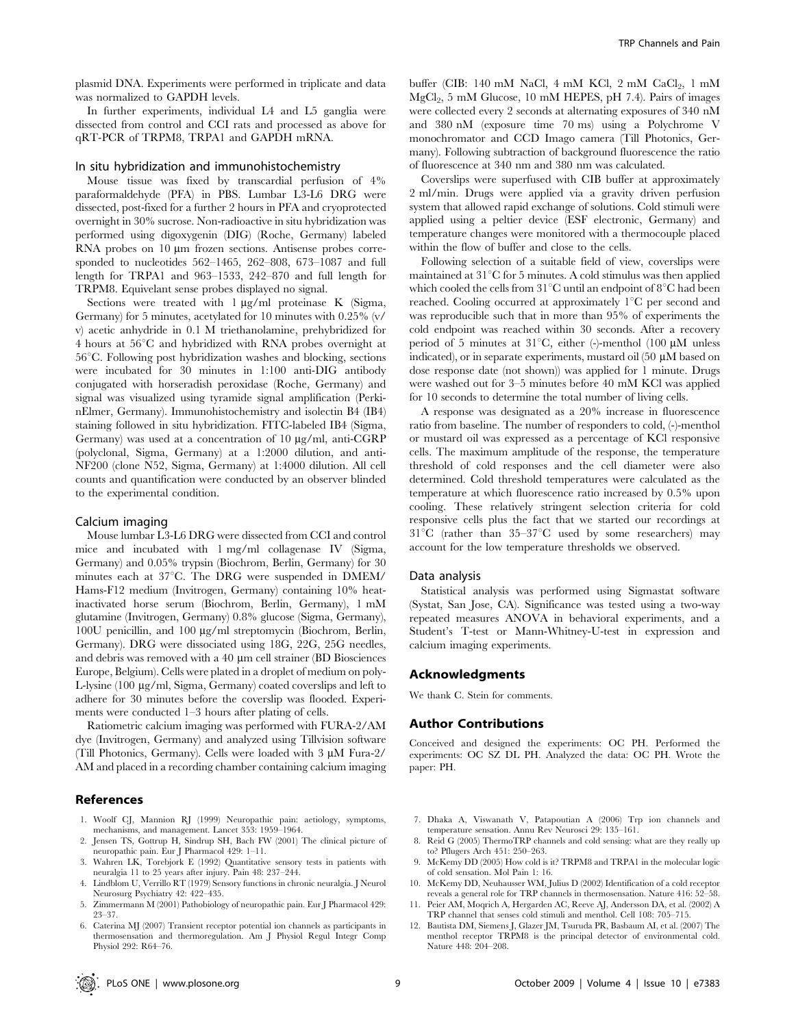plasmid DNA. Experiments were performed in triplicate and data was normalized to GAPDH levels.

In further experiments, individual L4 and L5 ganglia were dissected from control and CCI rats and processed as above for qRT-PCR of TRPM8, TRPA1 and GAPDH mRNA.

### In situ hybridization and immunohistochemistry

Mouse tissue was fixed by transcardial perfusion of 4% paraformaldehyde (PFA) in PBS. Lumbar L3-L6 DRG were dissected, post-fixed for a further 2 hours in PFA and cryoprotected overnight in 30% sucrose. Non-radioactive in situ hybridization was performed using digoxygenin (DIG) (Roche, Germany) labeled RNA probes on 10 µm frozen sections. Antisense probes corresponded to nucleotides 562–1465, 262–808, 673–1087 and full length for TRPA1 and 963–1533, 242–870 and full length for TRPM8. Equivelant sense probes displayed no signal.

Sections were treated with 1 µg/ml proteinase K (Sigma, Germany) for 5 minutes, acetylated for 10 minutes with 0.25% (v/v) acetic anhydride in 0.1 M triethanolamine, prehybridized for 4 hours at 56°C and hybridized with RNA probes overnight at 56°C. Following post hybridization washes and blocking, sections were incubated for 30 minutes in 1:100 anti-DIG antibody conjugated with horseradish peroxidase (Roche, Germany) and signal was visualized using tyramide signal amplification (PerkinElmer, Germany). Immunohistochemistry and isolectin B4 (IB4) staining followed in situ hybridization. FITC-labeled IB4 (Sigma, Germany) was used at a concentration of 10 µg/ml, anti-CGRP (polyclonal, Sigma, Germany) at a 1:2000 dilution, and anti-NF200 (clone N52, Sigma, Germany) at 1:4000 dilution. All cell counts and quantification were conducted by an observer blinded to the experimental condition.

### Calcium imaging

Mouse lumbar L3-L6 DRG were dissected from CCI and control mice and incubated with 1 mg/ml collagenase IV (Sigma, Germany) and 0.05% trypsin (Biochrom, Berlin, Germany) for 30 minutes each at 37°C. The DRG were suspended in DMEM/Hams-F12 medium (Invitrogen, Germany) containing 10% heat-inactivated horse serum (Biochrom, Berlin, Germany), 1 mM glutamine (Invitrogen, Germany) 0.8% glucose (Sigma, Germany), 100U penicillin, and 100 µg/ml streptomycin (Biochrom, Berlin, Germany). DRG were dissociated using 18G, 22G, 25G needles, and debris was removed with a 40 µm cell strainer (BD Biosciences Europe, Belgium). Cells were plated in a droplet of medium on poly-L-lysine (100 µg/ml, Sigma, Germany) coated coverslips and left to adhere for 30 minutes before the coverslip was flooded. Experiments were conducted 1–3 hours after plating of cells.

Ratiometric calcium imaging was performed with FURA-2/AM dye (Invitrogen, Germany) and analyzed using Tillvision software (Till Photonics, Germany). Cells were loaded with 3 µM Fura-2/AM and placed in a recording chamber containing calcium imaging buffer (CIB: 140 mM NaCl, 4 mM KCl, 2 mM $CaCl_2$, 1 mM $MgCl_2$, 5 mM Glucose, 10 mM HEPES, pH 7.4). Pairs of images were collected every 2 seconds at alternating exposures of 340 nM and 380 nM (exposure time 70 ms) using a Polychrome V monochromator and CCD Imago camera (Till Photonics, Germany). Following subtraction of background fluorescence the ratio of fluorescence at 340 nm and 380 nm was calculated.

Coverslips were superfused with CIB buffer at approximately 2 ml/min. Drugs were applied via a gravity driven perfusion system that allowed rapid exchange of solutions. Cold stimuli were applied using a peltier device (ESF electronic, Germany) and temperature changes were monitored with a thermocouple placed within the flow of buffer and close to the cells.

Following selection of a suitable field of view, coverslips were maintained at 31°C for 5 minutes. A cold stimulus was then applied which cooled the cells from 31°C until an endpoint of 8°C had been reached. Cooling occurred at approximately 1°C per second and was reproducible such that in more than 95% of experiments the cold endpoint was reached within 30 seconds. After a recovery period of 5 minutes at 31°C, either (-)-menthol (100 µM unless indicated), or in separate experiments, mustard oil (50 µM based on dose response date (not shown)) was applied for 1 minute. Drugs were washed out for 3–5 minutes before 40 mM KCl was applied for 10 seconds to determine the total number of living cells.

A response was designated as a 20% increase in fluorescence ratio from baseline. The number of responders to cold, (-)-menthol or mustard oil was expressed as a percentage of KCl responsive cells. The maximum amplitude of the response, the temperature threshold of cold responses and the cell diameter were also determined. Cold threshold temperatures were calculated as the temperature at which fluorescence ratio increased by 0.5% upon cooling. These relatively stringent selection criteria for cold responsive cells plus the fact that we started our recordings at 31°C (rather than 35–37°C used by some researchers) may account for the low temperature thresholds we observed.

### Data analysis

Statistical analysis was performed using Sigmastat software (Systat, San Jose, CA). Significance was tested using a two-way repeated measures ANOVA in behavioral experiments, and a Student's T-test or Mann-Whitney-U-test in expression and calcium imaging experiments.

## Acknowledgments

We thank C. Stein for comments.

## Author Contributions

Conceived and designed the experiments: OC PH. Performed the experiments: OC SZ DL PH. Analyzed the data: OC PH. Wrote the paper: PH.

## References

1. Woolf CJ, Mannion RJ (1999) Neuropathic pain: aetiology, symptoms, mechanisms, and management. Lancet 353: 1959–1964.
2. Jensen TS, Gottrup H, Sindrup SH, Bach FW (2001) The clinical picture of neuropathic pain. Eur J Pharmacol 429: 1–11.
3. Wahren LK, Torebjork E (1992) Quantitative sensory tests in patients with neuralgia 11 to 25 years after injury. Pain 48: 237–244.
4. Lindblom U, Verrillo RT (1979) Sensory functions in chronic neuralgia. J Neurol Neurosurg Psychiatry 42: 422–435.
5. Zimmermann M (2001) Pathobiology of neuropathic pain. Eur J Pharmacol 429: 23–37.
6. Caterina MJ (2007) Transient receptor potential ion channels as participants in thermosensation and thermoregulation. Am J Physiol Regul Integr Comp Physiol 292: R64–76.
7. Dhaka A, Viswanath V, Patapoutian A (2006) Trp ion channels and temperature sensation. Annu Rev Neurosci 29: 135–161.
8. Reid G (2005) ThermoTRP channels and cold sensing: what are they really up to? Pflugers Arch 451: 250–263.
9. McKemy DD (2005) How cold is it? TRPM8 and TRPA1 in the molecular logic of cold sensation. Mol Pain 1: 16.
10. McKemy DD, Neuhausser WM, Julius D (2002) Identification of a cold receptor reveals a general role for TRP channels in thermosensation. Nature 416: 52–58.
11. Peier AM, Moqrich A, Hergarden AC, Reeve AJ, Andersson DA, et al. (2002) A TRP channel that senses cold stimuli and menthol. Cell 108: 705–715.
12. Bautista DM, Siemens J, Glazer JM, Tsuruda PR, Basbaum AI, et al. (2007) The menthol receptor TRPM8 is the principal detector of environmental cold. Nature 448: 204–208.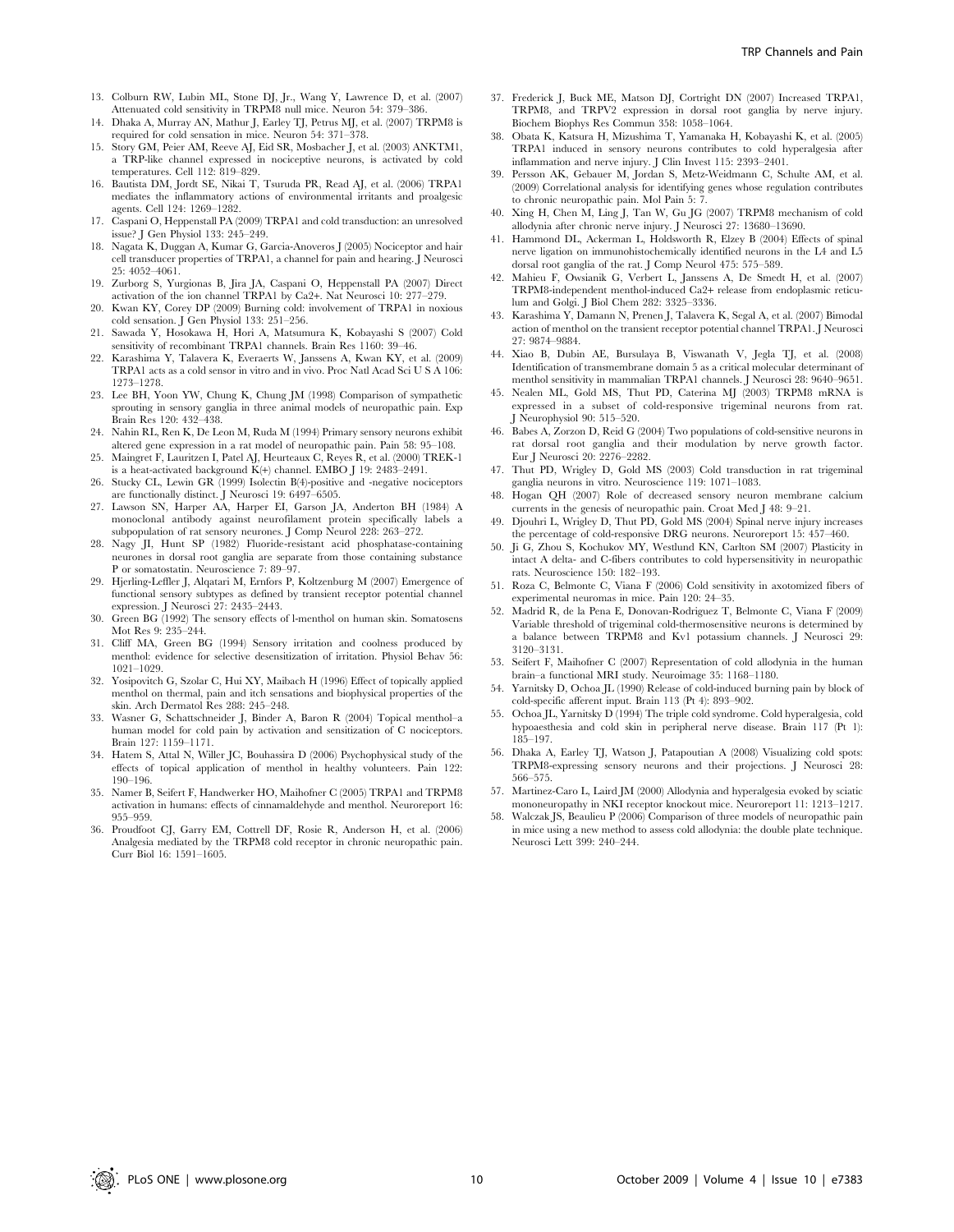13. Colburn RW, Lubin ML, Stone DJ, Jr., Wang Y, Lawrence D, et al. (2007) Attenuated cold sensitivity in TRPM8 null mice. Neuron 54: 379–386.
14. Dhaka A, Murray AN, Mathur J, Earley TJ, Petrus MJ, et al. (2007) TRPM8 is required for cold sensation in mice. Neuron 54: 371–378.
15. Story GM, Peier AM, Reeve AJ, Eid SR, Mosbacher J, et al. (2003) ANKTM1, a TRP-like channel expressed in nociceptive neurons, is activated by cold temperatures. Cell 112: 819–829.
16. Bautista DM, Jordt SE, Nikai T, Tsuruda PR, Read AJ, et al. (2006) TRPA1 mediates the inflammatory actions of environmental irritants and proalgesic agents. Cell 124: 1269–1282.
17. Caspani O, Heppenstall PA (2009) TRPA1 and cold transduction: an unresolved issue? J Gen Physiol 133: 245–249.
18. Nagata K, Duggan A, Kumar G, Garcia-Anoveros J (2005) Nociceptor and hair cell transducer properties of TRPA1, a channel for pain and hearing. J Neurosci 25: 4052–4061.
19. Zurborg S, Yurgionas B, Jira JA, Caspani O, Heppenstall PA (2007) Direct activation of the ion channel TRPA1 by Ca2+. Nat Neurosci 10: 277–279.
20. Kwan KY, Corey DP (2009) Burning cold: involvement of TRPA1 in noxious cold sensation. J Gen Physiol 133: 251–256.
21. Sawada Y, Hosokawa H, Hori A, Matsumura K, Kobayashi S (2007) Cold sensitivity of recombinant TRPA1 channels. Brain Res 1160: 39–46.
22. Karashima Y, Talavera K, Everaerts W, Janssens A, Kwan KY, et al. (2009) TRPA1 acts as a cold sensor in vitro and in vivo. Proc Natl Acad Sci U S A 106: 1273–1278.
23. Lee BH, Yoon YW, Chung K, Chung JM (1998) Comparison of sympathetic sprouting in sensory ganglia in three animal models of neuropathic pain. Exp Brain Res 120: 432–438.
24. Nahin RL, Ren K, De Leon M, Ruda M (1994) Primary sensory neurons exhibit altered gene expression in a rat model of neuropathic pain. Pain 58: 95–108.
25. Maingret F, Lauritzen I, Patel AJ, Heurteaux C, Reyes R, et al. (2000) TREK-1 is a heat-activated background K(+) channel. EMBO J 19: 2483–2491.
26. Stucky CL, Lewin GR (1999) Isolectin B(4)-positive and -negative nociceptors are functionally distinct. J Neurosci 19: 6497–6505.
27. Lawson SN, Harper AA, Harper EI, Garson JA, Anderton BH (1984) A monoclonal antibody against neurofilament protein specifically labels a subpopulation of rat sensory neurones. J Comp Neurol 228: 263–272.
28. Nagy JI, Hunt SP (1982) Fluoride-resistant acid phosphatase-containing neurones in dorsal root ganglia are separate from those containing substance P or somatostatin. Neuroscience 7: 89–97.
29. Hjerling-Leffler J, Alqatari M, Ernfors P, Koltzenburg M (2007) Emergence of functional sensory subtypes as defined by transient receptor potential channel expression. J Neurosci 27: 2435–2443.
30. Green BG (1992) The sensory effects of l-menthol on human skin. Somatosens Mot Res 9: 235–244.
31. Cliff MA, Green BG (1994) Sensory irritation and coolness produced by menthol: evidence for selective desensitization of irritation. Physiol Behav 56: 1021–1029.
32. Yosipovitch G, Szolar C, Hui XY, Maibach H (1996) Effect of topically applied menthol on thermal, pain and itch sensations and biophysical properties of the skin. Arch Dermatol Res 288: 245–248.
33. Wasner G, Schattschneider J, Binder A, Baron R (2004) Topical menthol–a human model for cold pain by activation and sensitization of C nociceptors. Brain 127: 1159–1171.
34. Hatem S, Attal N, Willer JC, Bouhassira D (2006) Psychophysical study of the effects of topical application of menthol in healthy volunteers. Pain 122: 190–196.
35. Namer B, Seifert F, Handwerker HO, Maihofner C (2005) TRPA1 and TRPM8 activation in humans: effects of cinnamaldehyde and menthol. Neuroreport 16: 955–959.
36. Proudfoot CJ, Garry EM, Cottrell DF, Rosie R, Anderson H, et al. (2006) Analgesia mediated by the TRPM8 cold receptor in chronic neuropathic pain. Curr Biol 16: 1591–1605.
37. Frederick J, Buck ME, Matson DJ, Cortright DN (2007) Increased TRPA1, TRPM8, and TRPV2 expression in dorsal root ganglia by nerve injury. Biochem Biophys Res Commun 358: 1058–1064.
38. Obata K, Katsura H, Mizushima T, Yamanaka H, Kobayashi K, et al. (2005) TRPA1 induced in sensory neurons contributes to cold hyperalgesia after inflammation and nerve injury. J Clin Invest 115: 2393–2401.
39. Persson AK, Gebauer M, Jordan S, Metz-Weidmann C, Schulte AM, et al. (2009) Correlational analysis for identifying genes whose regulation contributes to chronic neuropathic pain. Mol Pain 5: 7.
40. Xing H, Chen M, Ling J, Tan W, Gu JG (2007) TRPM8 mechanism of cold allodynia after chronic nerve injury. J Neurosci 27: 13680–13690.
41. Hammond DL, Ackerman L, Holdsworth R, Elzey B (2004) Effects of spinal nerve ligation on immunohistochemically identified neurons in the L4 and L5 dorsal root ganglia of the rat. J Comp Neurol 475: 575–589.
42. Mahieu F, Owsianik G, Verbert L, Janssens A, De Smedt H, et al. (2007) TRPM8-independent menthol-induced Ca2+ release from endoplasmic reticulum and Golgi. J Biol Chem 282: 3325–3336.
43. Karashima Y, Damann N, Prenen J, Talavera K, Segal A, et al. (2007) Bimodal action of menthol on the transient receptor potential channel TRPA1. J Neurosci 27: 9874–9884.
44. Xiao B, Dubin AE, Bursulaya B, Viswanath V, Jegla TJ, et al. (2008) Identification of transmembrane domain 5 as a critical molecular determinant of menthol sensitivity in mammalian TRPA1 channels. J Neurosci 28: 9640–9651.
45. Nealen ML, Gold MS, Thut PD, Caterina MJ (2003) TRPM8 mRNA is expressed in a subset of cold-responsive trigeminal neurons from rat. J Neurophysiol 90: 515–520.
46. Babes A, Zorzon D, Reid G (2004) Two populations of cold-sensitive neurons in rat dorsal root ganglia and their modulation by nerve growth factor. Eur J Neurosci 20: 2276–2282.
47. Thut PD, Wrigley D, Gold MS (2003) Cold transduction in rat trigeminal ganglia neurons in vitro. Neuroscience 119: 1071–1083.
48. Hogan QH (2007) Role of decreased sensory neuron membrane calcium currents in the genesis of neuropathic pain. Croat Med J 48: 9–21.
49. Djouhri L, Wrigley D, Thut PD, Gold MS (2004) Spinal nerve injury increases the percentage of cold-responsive DRG neurons. Neuroreport 15: 457–460.
50. Ji G, Zhou S, Kochukov MY, Westlund KN, Carlton SM (2007) Plasticity in intact A delta- and C-fibers contributes to cold hypersensitivity in neuropathic rats. Neuroscience 150: 182–193.
51. Roza C, Belmonte C, Viana F (2006) Cold sensitivity in axotomized fibers of experimental neuromas in mice. Pain 120: 24–35.
52. Madrid R, de la Pena E, Donovan-Rodriguez T, Belmonte C, Viana F (2009) Variable threshold of trigeminal cold-thermosensitive neurons is determined by a balance between TRPM8 and Kv1 potassium channels. J Neurosci 29: 3120–3131.
53. Seifert F, Maihofner C (2007) Representation of cold allodynia in the human brain–a functional MRI study. Neuroimage 35: 1168–1180.
54. Yarnitsky D, Ochoa JL (1990) Release of cold-induced burning pain by block of cold-specific afferent input. Brain 113 (Pt 4): 893–902.
55. Ochoa JL, Yarnitsky D (1994) The triple cold syndrome. Cold hyperalgesia, cold hypoaesthesia and cold skin in peripheral nerve disease. Brain 117 (Pt 1): 185–197.
56. Dhaka A, Earley TJ, Watson J, Patapoutian A (2008) Visualizing cold spots: TRPM8-expressing sensory neurons and their projections. J Neurosci 28: 566–575.
57. Martinez-Caro L, Laird JM (2000) Allodynia and hyperalgesia evoked by sciatic mononeuropathy in NKI receptor knockout mice. Neuroreport 11: 1213–1217.
58. Walczak JS, Beaulieu P (2006) Comparison of three models of neuropathic pain in mice using a new method to assess cold allodynia: the double plate technique. Neurosci Lett 399: 240–244.